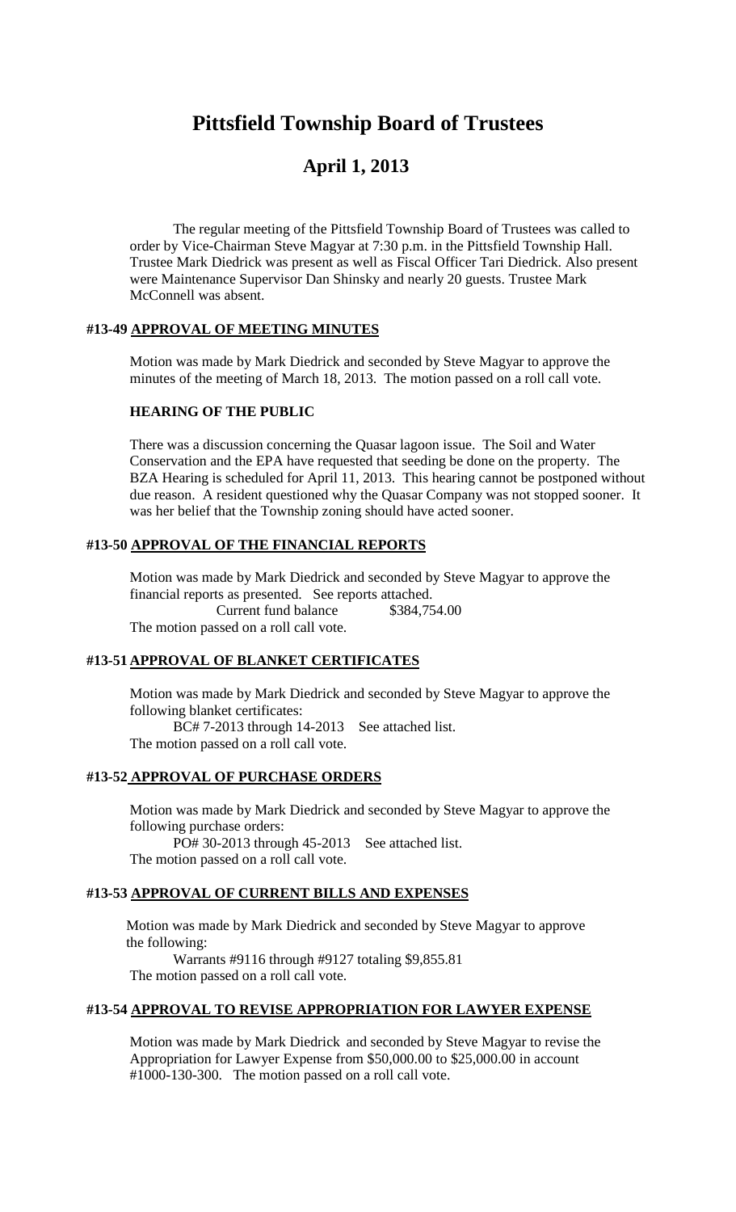# Pittsfield Township Board of Trustees

## April 1, 2013

The regular meeting of the Pittsfield Township Board of Trustees was called to order by Vice-Chairman Steve Magyar at 7:30 p.m. in the Pittsfield Township Hall. Trustee Mark Diedrick was present as well as Fiscal Officer Tari Diedrick. Also present were Maintenance Supervisor Dan Shinsky and nearly 20 guests. Trustee Mark McConnell was absent.

### #13-49 APPROVAL OF MEETING MINUTES

Motion was made by Mark Diedrick and seconded by Steve Magyar to approve the minutes of the meeting of March 18, 2013. The motion passed on a roll call vote.

### HEARING OF THE PUBLIC

There was a discussion concerning the Quasar lagoon issue. The Soil and Water Conservation and the EPA have requested that seeding be done on the property. The BZA Hearing is scheduled for April 11, 2013. This hearing cannot be postponed without due reason. A resident questioned why the Quasar Company was not stopped sooner. It was her belief that the Township zoning should have acted sooner.

### #13-50 APPROVAL OF THE FINANCIAL REPORTS

Motion was made by Mark Diedrick and seconded by Steve Magyar to approve the financial reports as presented. See reports attached.

Current fund balance $384,754.00

The motion passed on a roll call vote.

### #13-51 APPROVAL OF BLANKET CERTIFICATES

Motion was made by Mark Diedrick and seconded by Steve Magyar to approve the following blanket certificates:

BC# 7-2013 through 14-2013 See attached list.

The motion passed on a roll call vote.

### #13-52 APPROVAL OF PURCHASE ORDERS

Motion was made by Mark Diedrick and seconded by Steve Magyar to approve the following purchase orders:

PO# 30-2013 through 45-2013 See attached list.

The motion passed on a roll call vote.

### #13-53 APPROVAL OF CURRENT BILLS AND EXPENSES

Motion was made by Mark Diedrick and seconded by Steve Magyar to approve the following:

Warrants #9116 through #9127 totaling $9,855.81

The motion passed on a roll call vote.

### #13-54 APPROVAL TO REVISE APPROPRIATION FOR LAWYER EXPENSE

Motion was made by Mark Diedrick and seconded by Steve Magyar to revise the Appropriation for Lawyer Expense from $50,000.00 to $25,000.00 in account #1000-130-300. The motion passed on a roll call vote.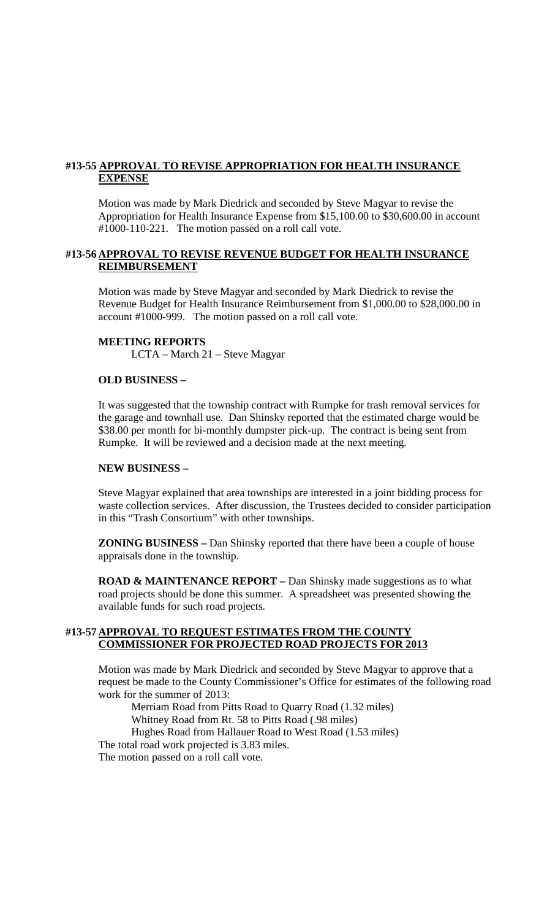### #13-55 <u>APPROVAL TO REVISE APPROPRIATION FOR HEALTH INSURANCE EXPENSE</u>

Motion was made by Mark Diedrick and seconded by Steve Magyar to revise the Appropriation for Health Insurance Expense from $15,100.00 to $30,600.00 in account #1000-110-221. The motion passed on a roll call vote.

### #13-56 <u>APPROVAL TO REVISE REVENUE BUDGET FOR HEALTH INSURANCE REIMBURSEMENT</u>

Motion was made by Steve Magyar and seconded by Mark Diedrick to revise the Revenue Budget for Health Insurance Reimbursement from $1,000.00 to $28,000.00 in account #1000-999. The motion passed on a roll call vote.

**MEETING REPORTS**

LCTA – March 21 – Steve Magyar

**OLD BUSINESS –**

It was suggested that the township contract with Rumpke for trash removal services for the garage and townhall use. Dan Shinsky reported that the estimated charge would be $38.00 per month for bi-monthly dumpster pick-up. The contract is being sent from Rumpke. It will be reviewed and a decision made at the next meeting.

**NEW BUSINESS –**

Steve Magyar explained that area townships are interested in a joint bidding process for waste collection services. After discussion, the Trustees decided to consider participation in this "Trash Consortium" with other townships.

**ZONING BUSINESS –** Dan Shinsky reported that there have been a couple of house appraisals done in the township.

**ROAD & MAINTENANCE REPORT –** Dan Shinsky made suggestions as to what road projects should be done this summer. A spreadsheet was presented showing the available funds for such road projects.

### #13-57 <u>APPROVAL TO REQUEST ESTIMATES FROM THE COUNTY COMMISSIONER FOR PROJECTED ROAD PROJECTS FOR 2013</u>

Motion was made by Mark Diedrick and seconded by Steve Magyar to approve that a request be made to the County Commissioner's Office for estimates of the following road work for the summer of 2013:

Merriam Road from Pitts Road to Quarry Road (1.32 miles)
Whitney Road from Rt. 58 to Pitts Road (.98 miles)
Hughes Road from Hallauer Road to West Road (1.53 miles)

The total road work projected is 3.83 miles.
The motion passed on a roll call vote.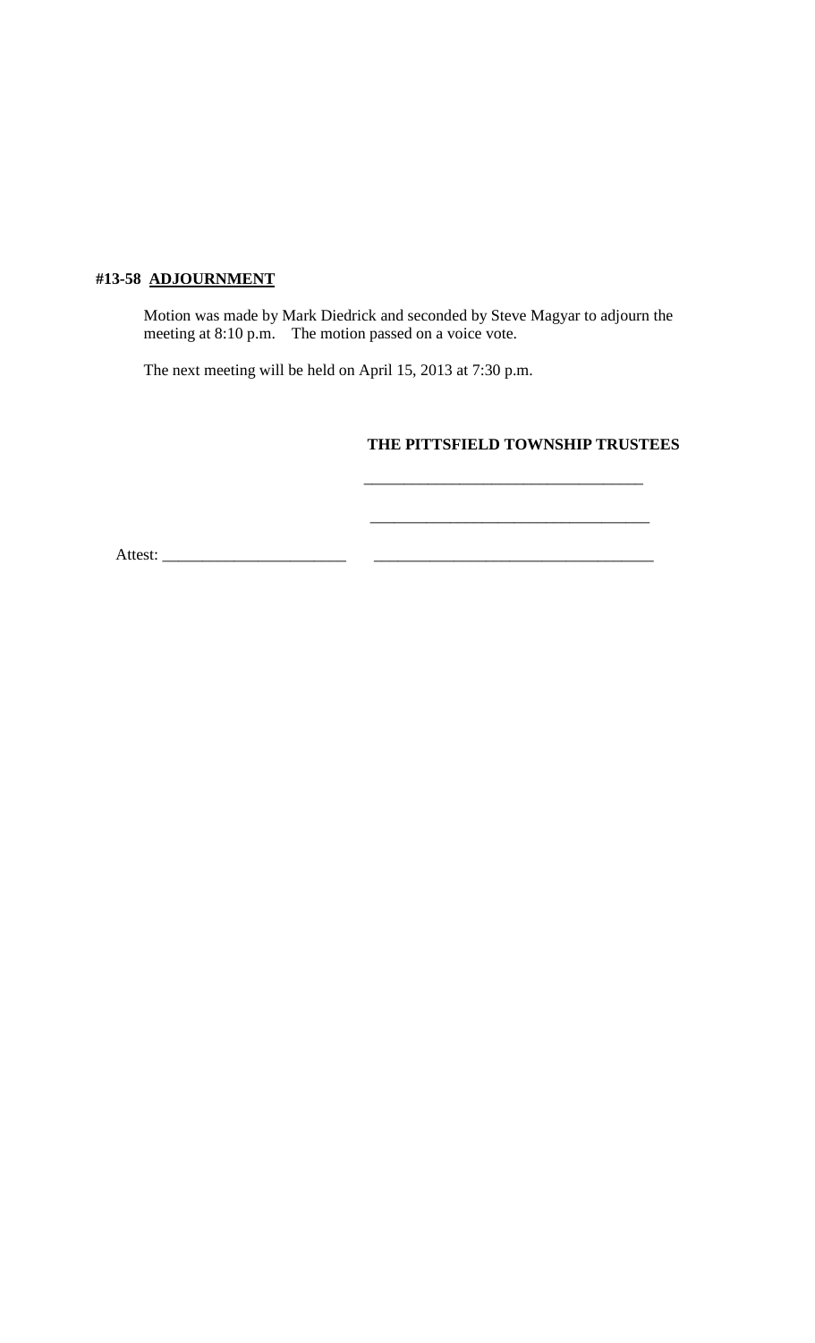**#13-58 ADJOURNMENT**

Motion was made by Mark Diedrick and seconded by Steve Magyar to adjourn the meeting at 8:10 p.m. The motion passed on a voice vote.

The next meeting will be held on April 15, 2013 at 7:30 p.m.

**THE PITTSFIELD TOWNSHIP TRUSTEES**

___________________________________

___________________________________

Attest: _______________________ ___________________________________